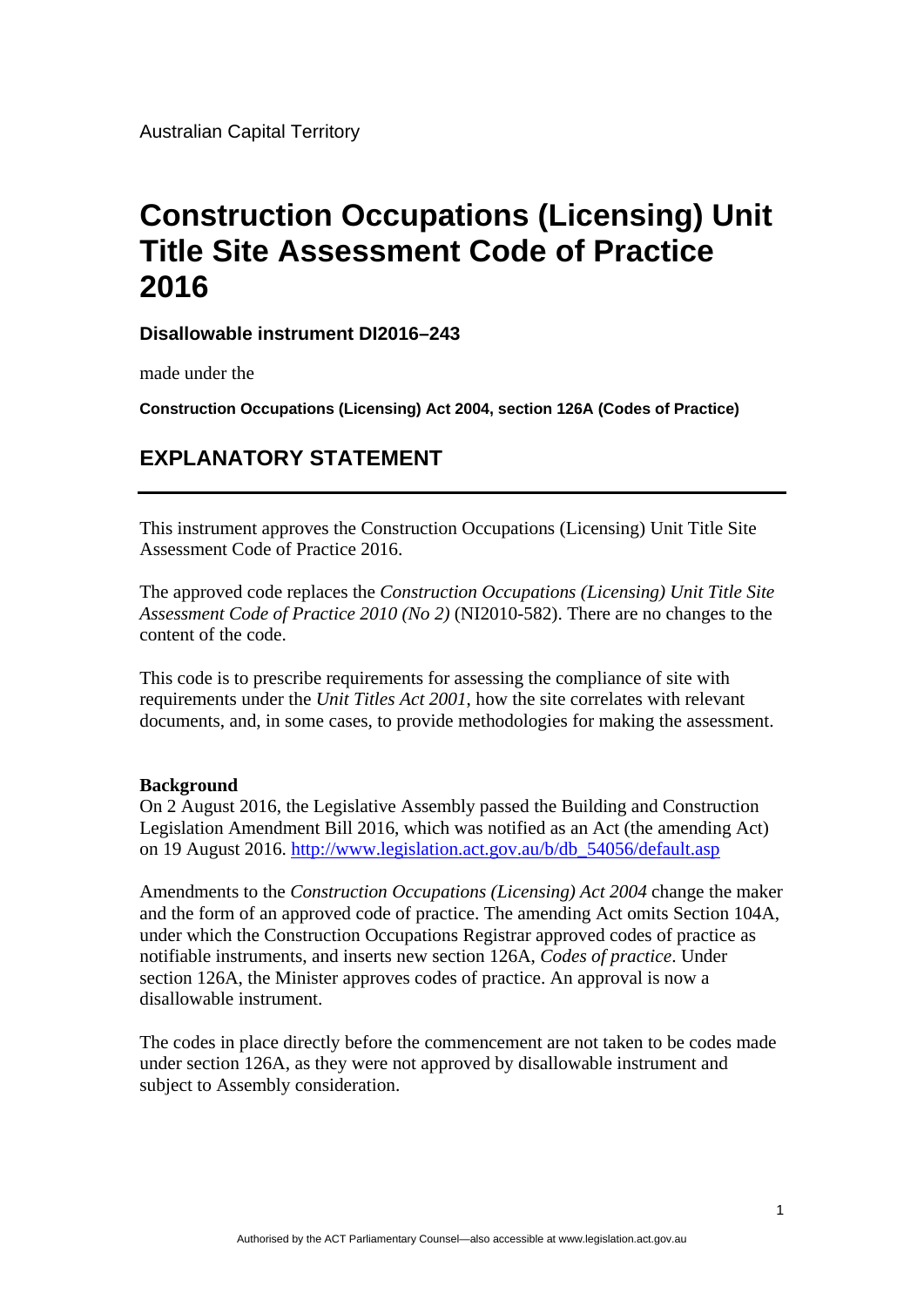Australian Capital Territory

# Construction Occupations (Licensing) Unit Title Site Assessment Code of Practice 2016

**Disallowable instrument DI2016–243**

made under the

**Construction Occupations (Licensing) Act 2004, section 126A (Codes of Practice)**

## EXPLANATORY STATEMENT

---

This instrument approves the Construction Occupations (Licensing) Unit Title Site Assessment Code of Practice 2016.

The approved code replaces the *Construction Occupations (Licensing) Unit Title Site Assessment Code of Practice 2010 (No 2)* (NI2010-582). There are no changes to the content of the code.

This code is to prescribe requirements for assessing the compliance of site with requirements under the *Unit Titles Act 2001*, how the site correlates with relevant documents, and, in some cases, to provide methodologies for making the assessment.

**Background**
On 2 August 2016, the Legislative Assembly passed the Building and Construction Legislation Amendment Bill 2016, which was notified as an Act (the amending Act) on 19 August 2016. http://www.legislation.act.gov.au/b/db_54056/default.asp

Amendments to the *Construction Occupations (Licensing) Act 2004* change the maker and the form of an approved code of practice. The amending Act omits Section 104A, under which the Construction Occupations Registrar approved codes of practice as notifiable instruments, and inserts new section 126A, *Codes of practice*. Under section 126A, the Minister approves codes of practice. An approval is now a disallowable instrument.

The codes in place directly before the commencement are not taken to be codes made under section 126A, as they were not approved by disallowable instrument and subject to Assembly consideration.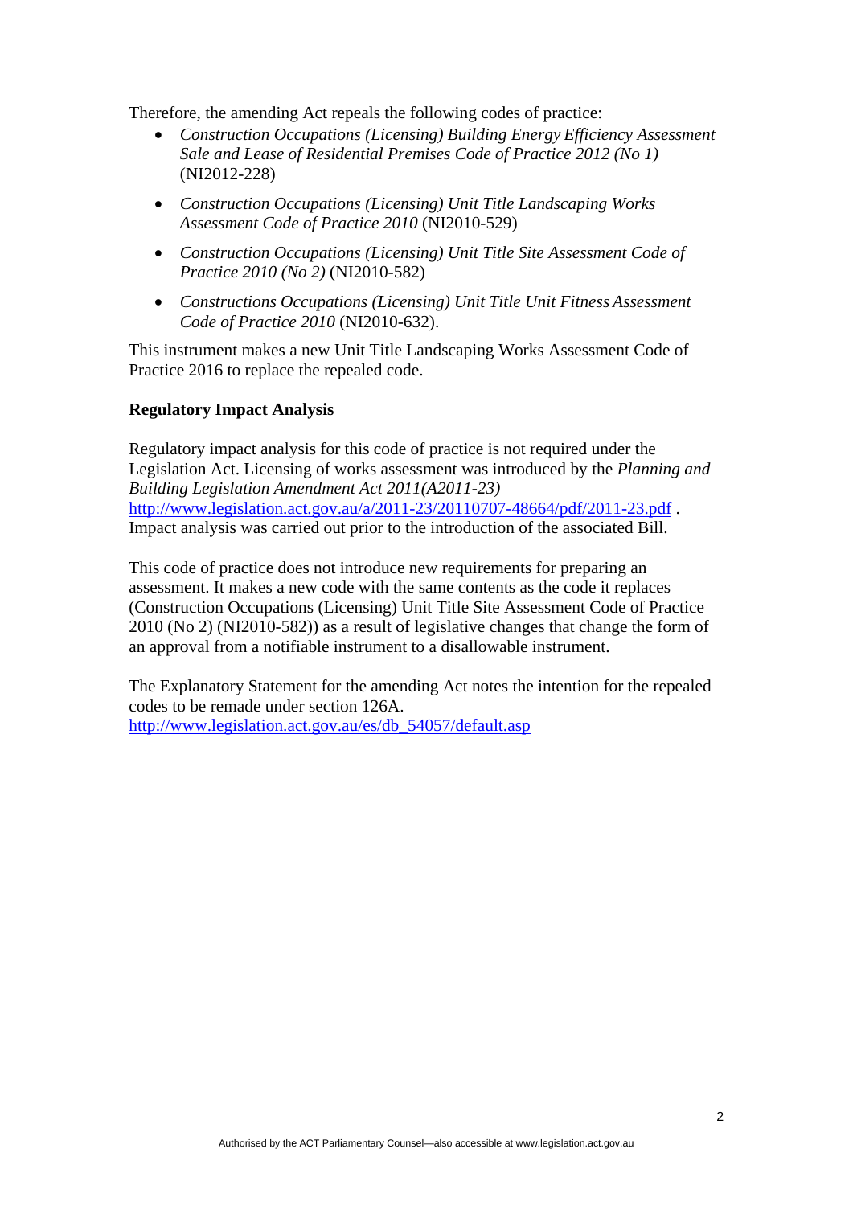Therefore, the amending Act repeals the following codes of practice:

- *Construction Occupations (Licensing) Building Energy Efficiency Assessment Sale and Lease of Residential Premises Code of Practice 2012 (No 1)* (NI2012-228)
- *Construction Occupations (Licensing) Unit Title Landscaping Works Assessment Code of Practice 2010* (NI2010-529)
- *Construction Occupations (Licensing) Unit Title Site Assessment Code of Practice 2010 (No 2)* (NI2010-582)
- *Constructions Occupations (Licensing) Unit Title Unit Fitness Assessment Code of Practice 2010* (NI2010-632).

This instrument makes a new Unit Title Landscaping Works Assessment Code of Practice 2016 to replace the repealed code.

**Regulatory Impact Analysis**

Regulatory impact analysis for this code of practice is not required under the Legislation Act. Licensing of works assessment was introduced by the *Planning and Building Legislation Amendment Act 2011(A2011-23)* http://www.legislation.act.gov.au/a/2011-23/20110707-48664/pdf/2011-23.pdf . Impact analysis was carried out prior to the introduction of the associated Bill.

This code of practice does not introduce new requirements for preparing an assessment. It makes a new code with the same contents as the code it replaces (Construction Occupations (Licensing) Unit Title Site Assessment Code of Practice 2010 (No 2) (NI2010-582)) as a result of legislative changes that change the form of an approval from a notifiable instrument to a disallowable instrument.

The Explanatory Statement for the amending Act notes the intention for the repealed codes to be remade under section 126A.
http://www.legislation.act.gov.au/es/db_54057/default.asp